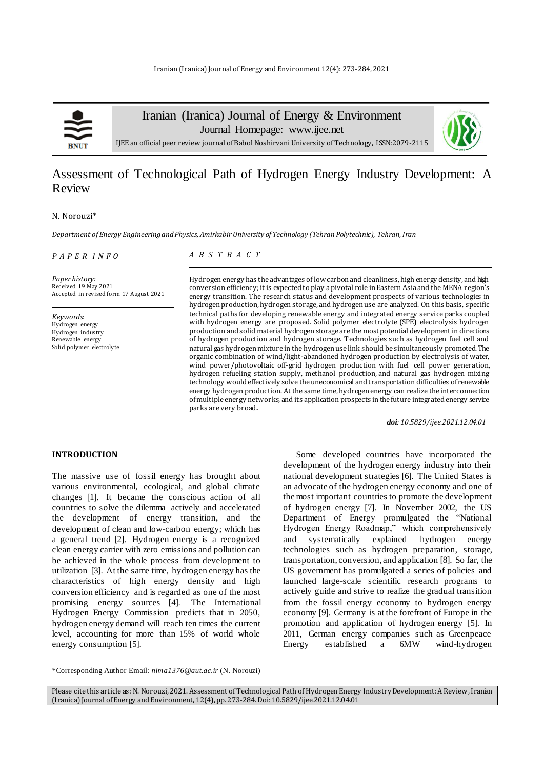# Assessment of Technological Path of Hydrogen Energy Industry Development: A Review

N. Norouzi*

*Department of Energy Engineering and Physics, Amirkabir University of Technology (Tehran Polytechnic), Tehran, Iran*

## PAPER INFO

*Paper history:*
Received 19 May 2021
Accepted in revised form 17 August 2021

*Keywords*:
Hydrogen energy
Hydrogen industry
Renewable energy
Solid polymer electrolyte

## ABSTRACT

Hydrogen energy has the advantages of low carbon and cleanliness, high energy density, and high conversion efficiency; it is expected to play a pivotal role in Eastern Asia and the MENA region's energy transition. The research status and development prospects of various technologies in hydrogen production, hydrogen storage, and hydrogen use are analyzed. On this basis, specific technical paths for developing renewable energy and integrated energy service parks coupled with hydrogen energy are proposed. Solid polymer electrolyte (SPE) electrolysis hydrogen production and solid material hydrogen storage are the most potential development in directions of hydrogen production and hydrogen storage. Technologies such as hydrogen fuel cell and natural gas hydrogen mixture in the hydrogen use link should be simultaneously promoted. The organic combination of wind/light-abandoned hydrogen production by electrolysis of water, wind power/photovoltaic off-grid hydrogen production with fuel cell power generation, hydrogen refueling station supply, methanol production, and natural gas hydrogen mixing technology would effectively solve the uneconomical and transportation difficulties of renewable energy hydrogen production. At the same time, hydrogen energy can realize the interconnection of multiple energy networks, and its application prospects in the future integrated energy service parks are very broad.

***doi****: 10.5829/ijee.2021.12.04.01*

## INTRODUCTION

The massive use of fossil energy has brought about various environmental, ecological, and global climate changes [1]. It became the conscious action of all countries to solve the dilemma actively and accelerated the development of energy transition, and the development of clean and low-carbon energy; which has a general trend [2]. Hydrogen energy is a recognized clean energy carrier with zero emissions and pollution can be achieved in the whole process from development to utilization [3]. At the same time, hydrogen energy has the characteristics of high energy density and high conversion efficiency and is regarded as one of the most promising energy sources [4]. The International Hydrogen Energy Commission predicts that in 2050, hydrogen energy demand will reach ten times the current level, accounting for more than 15% of world whole energy consumption [5].

Some developed countries have incorporated the development of the hydrogen energy industry into their national development strategies [6]. The United States is an advocate of the hydrogen energy economy and one of the most important countries to promote the development of hydrogen energy [7]. In November 2002, the US Department of Energy promulgated the "National Hydrogen Energy Roadmap," which comprehensively and systematically explained hydrogen energy technologies such as hydrogen preparation, storage, transportation, conversion, and application [8]. So far, the US government has promulgated a series of policies and launched large-scale scientific research programs to actively guide and strive to realize the gradual transition from the fossil energy economy to hydrogen energy economy [9]. Germany is at the forefront of Europe in the promotion and application of hydrogen energy [5]. In 2011, German energy companies such as Greenpeace Energy established a 6MW wind-hydrogen

*Corresponding Author Email: *nima1376@aut.ac.ir* (N. Norouzi)

Please cite this article as: N. Norouzi, 2021. Assessment of Technological Path of Hydrogen Energy Industry Development: A Review, Iranian (Iranica) Journal of Energy and Environment, 12(4), pp. 273-284. Doi: 10.5829/ijee.2021.12.04.01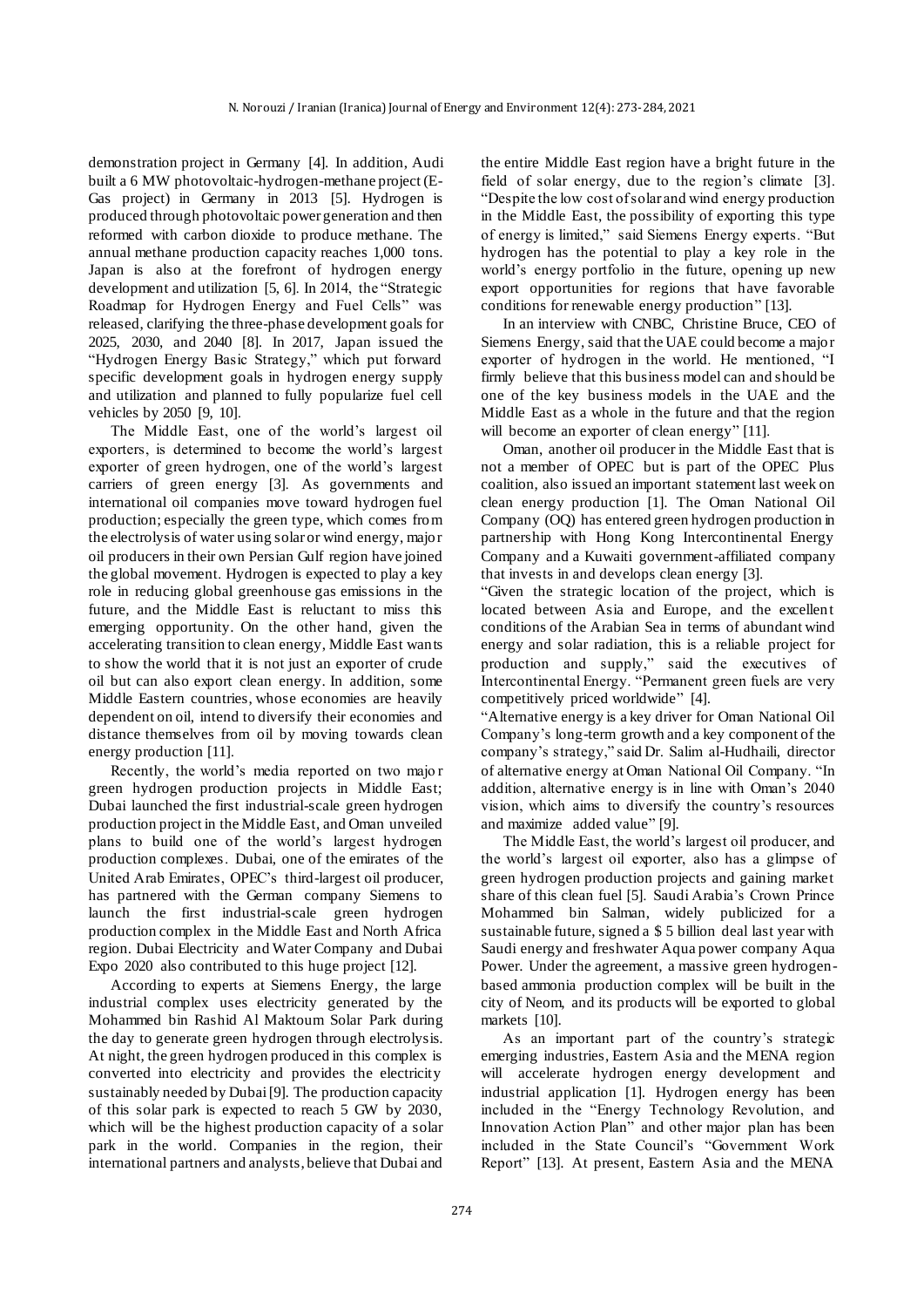demonstration project in Germany [4]. In addition, Audi built a 6 MW photovoltaic-hydrogen-methane project (E-Gas project) in Germany in 2013 [5]. Hydrogen is produced through photovoltaic power generation and then reformed with carbon dioxide to produce methane. The annual methane production capacity reaches 1,000 tons. Japan is also at the forefront of hydrogen energy development and utilization [5, 6]. In 2014, the "Strategic Roadmap for Hydrogen Energy and Fuel Cells" was released, clarifying the three-phase development goals for 2025, 2030, and 2040 [8]. In 2017, Japan issued the "Hydrogen Energy Basic Strategy," which put forward specific development goals in hydrogen energy supply and utilization and planned to fully popularize fuel cell vehicles by 2050 [9, 10].

The Middle East, one of the world's largest oil exporters, is determined to become the world's largest exporter of green hydrogen, one of the world's largest carriers of green energy [3]. As governments and international oil companies move toward hydrogen fuel production; especially the green type, which comes from the electrolysis of water using solar or wind energy, major oil producers in their own Persian Gulf region have joined the global movement. Hydrogen is expected to play a key role in reducing global greenhouse gas emissions in the future, and the Middle East is reluctant to miss this emerging opportunity. On the other hand, given the accelerating transition to clean energy, Middle East wants to show the world that it is not just an exporter of crude oil but can also export clean energy. In addition, some Middle Eastern countries, whose economies are heavily dependent on oil, intend to diversify their economies and distance themselves from oil by moving towards clean energy production [11].

Recently, the world's media reported on two major green hydrogen production projects in Middle East; Dubai launched the first industrial-scale green hydrogen production project in the Middle East, and Oman unveiled plans to build one of the world's largest hydrogen production complexes. Dubai, one of the emirates of the United Arab Emirates, OPEC's third-largest oil producer, has partnered with the German company Siemens to launch the first industrial-scale green hydrogen production complex in the Middle East and North Africa region. Dubai Electricity and Water Company and Dubai Expo 2020 also contributed to this huge project [12].

According to experts at Siemens Energy, the large industrial complex uses electricity generated by the Mohammed bin Rashid Al Maktoum Solar Park during the day to generate green hydrogen through electrolysis. At night, the green hydrogen produced in this complex is converted into electricity and provides the electricity sustainably needed by Dubai [9]. The production capacity of this solar park is expected to reach 5 GW by 2030, which will be the highest production capacity of a solar park in the world. Companies in the region, their international partners and analysts, believe that Dubai and the entire Middle East region have a bright future in the field of solar energy, due to the region's climate [3]. "Despite the low cost of solar and wind energy production in the Middle East, the possibility of exporting this type of energy is limited," said Siemens Energy experts. "But hydrogen has the potential to play a key role in the world's energy portfolio in the future, opening up new export opportunities for regions that have favorable conditions for renewable energy production" [13].

In an interview with CNBC, Christine Bruce, CEO of Siemens Energy, said that the UAE could become a major exporter of hydrogen in the world. He mentioned, "I firmly believe that this business model can and should be one of the key business models in the UAE and the Middle East as a whole in the future and that the region will become an exporter of clean energy" [11].

Oman, another oil producer in the Middle East that is not a member of OPEC but is part of the OPEC Plus coalition, also issued an important statement last week on clean energy production [1]. The Oman National Oil Company (OQ) has entered green hydrogen production in partnership with Hong Kong Intercontinental Energy Company and a Kuwaiti government-affiliated company that invests in and develops clean energy [3].

"Given the strategic location of the project, which is located between Asia and Europe, and the excellent conditions of the Arabian Sea in terms of abundant wind energy and solar radiation, this is a reliable project for production and supply," said the executives of Intercontinental Energy. "Permanent green fuels are very competitively priced worldwide" [4].

"Alternative energy is a key driver for Oman National Oil Company's long-term growth and a key component of the company's strategy," said Dr. Salim al-Hudhaili, director of alternative energy at Oman National Oil Company. "In addition, alternative energy is in line with Oman's 2040 vision, which aims to diversify the country's resources and maximize added value" [9].

The Middle East, the world's largest oil producer, and the world's largest oil exporter, also has a glimpse of green hydrogen production projects and gaining market share of this clean fuel [5]. Saudi Arabia's Crown Prince Mohammed bin Salman, widely publicized for a sustainable future, signed a $ 5 billion deal last year with Saudi energy and freshwater Aqua power company Aqua Power. Under the agreement, a massive green hydrogen-based ammonia production complex will be built in the city of Neom, and its products will be exported to global markets [10].

As an important part of the country's strategic emerging industries, Eastern Asia and the MENA region will accelerate hydrogen energy development and industrial application [1]. Hydrogen energy has been included in the "Energy Technology Revolution, and Innovation Action Plan" and other major plan has been included in the State Council's "Government Work Report" [13]. At present, Eastern Asia and the MENA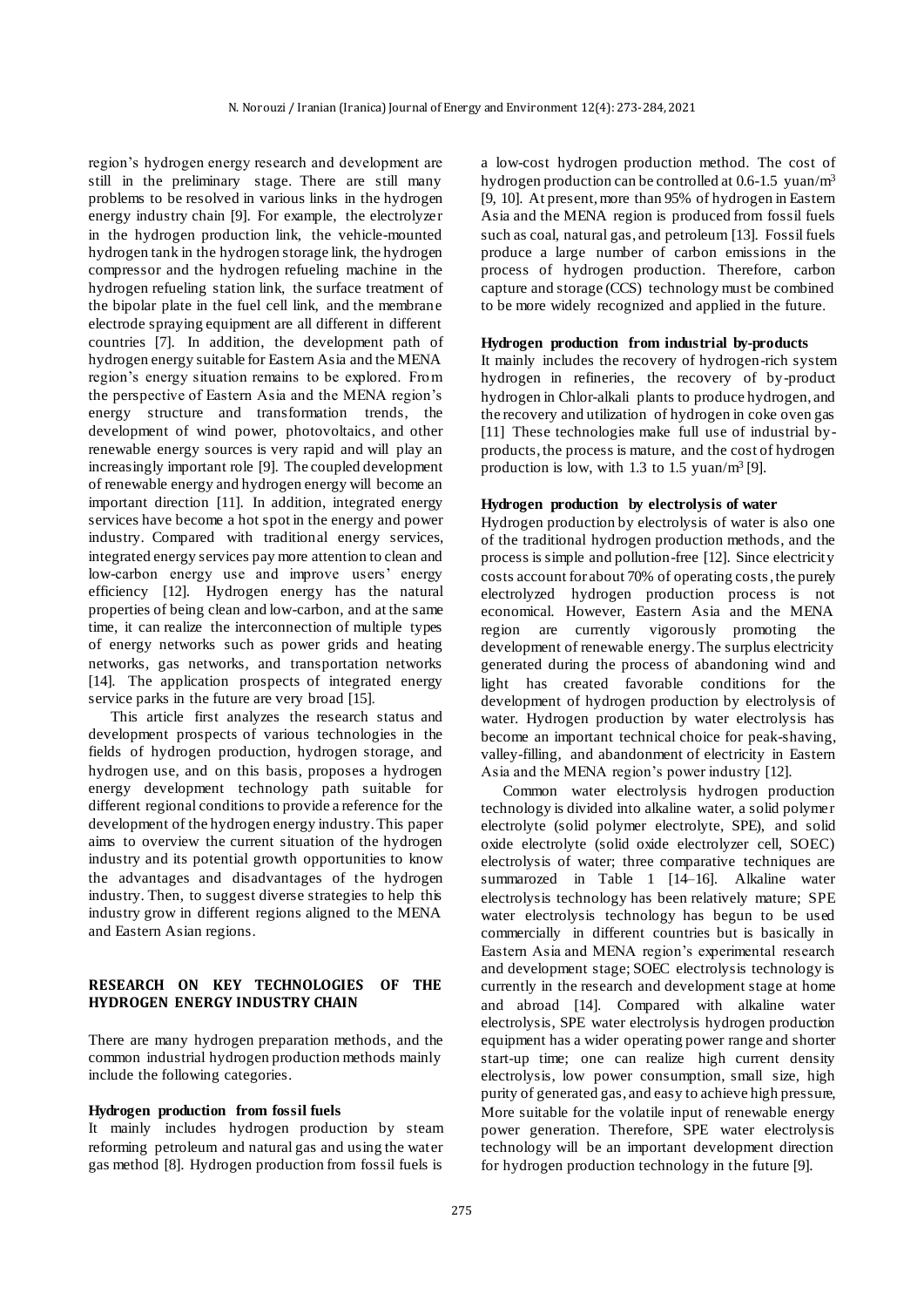region's hydrogen energy research and development are still in the preliminary stage. There are still many problems to be resolved in various links in the hydrogen energy industry chain [9]. For example, the electrolyzer in the hydrogen production link, the vehicle-mounted hydrogen tank in the hydrogen storage link, the hydrogen compressor and the hydrogen refueling machine in the hydrogen refueling station link, the surface treatment of the bipolar plate in the fuel cell link, and the membrane electrode spraying equipment are all different in different countries [7]. In addition, the development path of hydrogen energy suitable for Eastern Asia and the MENA region's energy situation remains to be explored. From the perspective of Eastern Asia and the MENA region's energy structure and transformation trends, the development of wind power, photovoltaics, and other renewable energy sources is very rapid and will play an increasingly important role [9]. The coupled development of renewable energy and hydrogen energy will become an important direction [11]. In addition, integrated energy services have become a hot spot in the energy and power industry. Compared with traditional energy services, integrated energy services pay more attention to clean and low-carbon energy use and improve users' energy efficiency [12]. Hydrogen energy has the natural properties of being clean and low-carbon, and at the same time, it can realize the interconnection of multiple types of energy networks such as power grids and heating networks, gas networks, and transportation networks [14]. The application prospects of integrated energy service parks in the future are very broad [15].

This article first analyzes the research status and development prospects of various technologies in the fields of hydrogen production, hydrogen storage, and hydrogen use, and on this basis, proposes a hydrogen energy development technology path suitable for different regional conditions to provide a reference for the development of the hydrogen energy industry. This paper aims to overview the current situation of the hydrogen industry and its potential growth opportunities to know the advantages and disadvantages of the hydrogen industry. Then, to suggest diverse strategies to help this industry grow in different regions aligned to the MENA and Eastern Asian regions.

## RESEARCH ON KEY TECHNOLOGIES OF THE HYDROGEN ENERGY INDUSTRY CHAIN

There are many hydrogen preparation methods, and the common industrial hydrogen production methods mainly include the following categories.

### Hydrogen production from fossil fuels

It mainly includes hydrogen production by steam reforming petroleum and natural gas and using the water gas method [8]. Hydrogen production from fossil fuels is a low-cost hydrogen production method. The cost of hydrogen production can be controlled at 0.6-1.5 yuan/m$^3$ [9, 10]. At present, more than 95% of hydrogen in Eastern Asia and the MENA region is produced from fossil fuels such as coal, natural gas, and petroleum [13]. Fossil fuels produce a large number of carbon emissions in the process of hydrogen production. Therefore, carbon capture and storage (CCS) technology must be combined to be more widely recognized and applied in the future.

### Hydrogen production from industrial by-products

It mainly includes the recovery of hydrogen-rich system hydrogen in refineries, the recovery of by-product hydrogen in Chlor-alkali plants to produce hydrogen, and the recovery and utilization of hydrogen in coke oven gas [11] These technologies make full use of industrial by-products, the process is mature, and the cost of hydrogen production is low, with 1.3 to 1.5 yuan/m$^3$ [9].

### Hydrogen production by electrolysis of water

Hydrogen production by electrolysis of water is also one of the traditional hydrogen production methods, and the process is simple and pollution-free [12]. Since electricity costs account for about 70% of operating costs, the purely electrolyzed hydrogen production process is not economical. However, Eastern Asia and the MENA region are currently vigorously promoting the development of renewable energy. The surplus electricity generated during the process of abandoning wind and light has created favorable conditions for the development of hydrogen production by electrolysis of water. Hydrogen production by water electrolysis has become an important technical choice for peak-shaving, valley-filling, and abandonment of electricity in Eastern Asia and the MENA region's power industry [12].

Common water electrolysis hydrogen production technology is divided into alkaline water, a solid polymer electrolyte (solid polymer electrolyte, SPE), and solid oxide electrolyte (solid oxide electrolyzer cell, SOEC) electrolysis of water; three comparative techniques are summarozed in Table 1 [14–16]. Alkaline water electrolysis technology has been relatively mature; SPE water electrolysis technology has begun to be used commercially in different countries but is basically in Eastern Asia and MENA region's experimental research and development stage; SOEC electrolysis technology is currently in the research and development stage at home and abroad [14]. Compared with alkaline water electrolysis, SPE water electrolysis hydrogen production equipment has a wider operating power range and shorter start-up time; one can realize high current density electrolysis, low power consumption, small size, high purity of generated gas, and easy to achieve high pressure, More suitable for the volatile input of renewable energy power generation. Therefore, SPE water electrolysis technology will be an important development direction for hydrogen production technology in the future [9].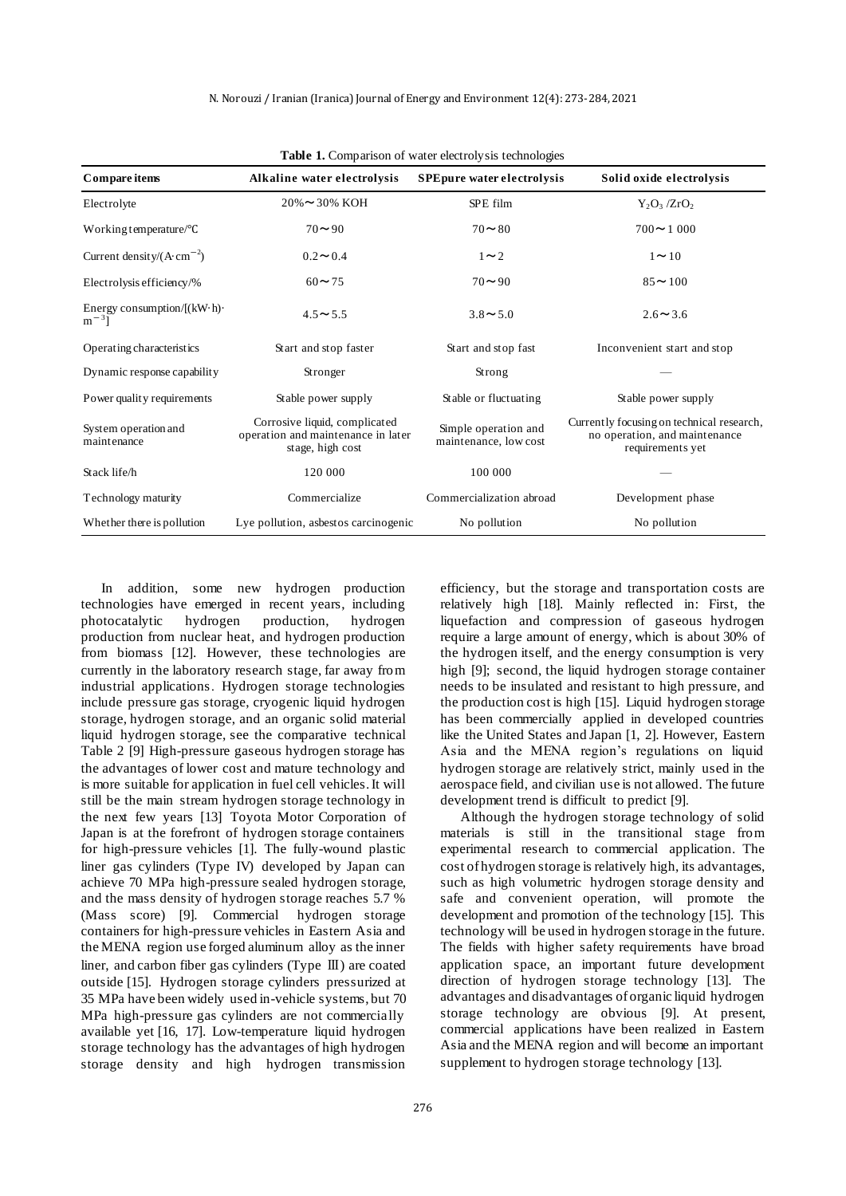**Table 1.** Comparison of water electrolysis technologies

| Compare items | Alkaline water electrolysis | SPEpure water electrolysis | Solid oxide electrolysis |
|---|---|---|---|
| Electrolyte | 20%～30% KOH | SPE film | $Y_2O_3$ /$ZrO_2$ |
| Working temperature/℃ | 70～90 | 70～80 | 700～1 000 |
| Current density/($A \cdot cm^{-2}$) | 0.2～0.4 | 1～2 | 1～10 |
| Electrolysis efficiency/% | 60～75 | 70～90 | 85～100 |
| Energy consumption/[($kW \cdot h$)$\cdot m^{-3}$] | 4.5～5.5 | 3.8～5.0 | 2.6～3.6 |
| Operating characteristics | Start and stop faster | Start and stop fast | Inconvenient start and stop |
| Dynamic response capability | Stronger | Strong | — |
| Power quality requirements | Stable power supply | Stable or fluctuating | Stable power supply |
| System operation and maintenance | Corrosive liquid, complicated operation and maintenance in later stage, high cost | Simple operation and maintenance, low cost | Currently focusing on technical research, no operation, and maintenance requirements yet |
| Stack life/h | 120 000 | 100 000 | — |
| Technology maturity | Commercialize | Commercialization abroad | Development phase |
| Whether there is pollution | Lye pollution, asbestos carcinogenic | No pollution | No pollution |

In addition, some new hydrogen production technologies have emerged in recent years, including photocatalytic hydrogen production, hydrogen production from nuclear heat, and hydrogen production from biomass [12]. However, these technologies are currently in the laboratory research stage, far away from industrial applications. Hydrogen storage technologies include pressure gas storage, cryogenic liquid hydrogen storage, hydrogen storage, and an organic solid material liquid hydrogen storage, see the comparative technical Table 2 [9] High-pressure gaseous hydrogen storage has the advantages of lower cost and mature technology and is more suitable for application in fuel cell vehicles. It will still be the main stream hydrogen storage technology in the next few years [13] Toyota Motor Corporation of Japan is at the forefront of hydrogen storage containers for high-pressure vehicles [1]. The fully-wound plastic liner gas cylinders (Type IV) developed by Japan can achieve 70 MPa high-pressure sealed hydrogen storage, and the mass density of hydrogen storage reaches 5.7 % (Mass score) [9]. Commercial hydrogen storage containers for high-pressure vehicles in Eastern Asia and the MENA region use forged aluminum alloy as the inner liner, and carbon fiber gas cylinders (Type Ⅲ) are coated outside [15]. Hydrogen storage cylinders pressurized at 35 MPa have been widely used in-vehicle systems, but 70 MPa high-pressure gas cylinders are not commercially available yet [16, 17]. Low-temperature liquid hydrogen storage technology has the advantages of high hydrogen storage density and high hydrogen transmission efficiency, but the storage and transportation costs are relatively high [18]. Mainly reflected in: First, the liquefaction and compression of gaseous hydrogen require a large amount of energy, which is about 30% of the hydrogen itself, and the energy consumption is very high [9]; second, the liquid hydrogen storage container needs to be insulated and resistant to high pressure, and the production cost is high [15]. Liquid hydrogen storage has been commercially applied in developed countries like the United States and Japan [1, 2]. However, Eastern Asia and the MENA region's regulations on liquid hydrogen storage are relatively strict, mainly used in the aerospace field, and civilian use is not allowed. The future development trend is difficult to predict [9].

Although the hydrogen storage technology of solid materials is still in the transitional stage from experimental research to commercial application. The cost of hydrogen storage is relatively high, its advantages, such as high volumetric hydrogen storage density and safe and convenient operation, will promote the development and promotion of the technology [15]. This technology will be used in hydrogen storage in the future. The fields with higher safety requirements have broad application space, an important future development direction of hydrogen storage technology [13]. The advantages and disadvantages of organic liquid hydrogen storage technology are obvious [9]. At present, commercial applications have been realized in Eastern Asia and the MENA region and will become an important supplement to hydrogen storage technology [13].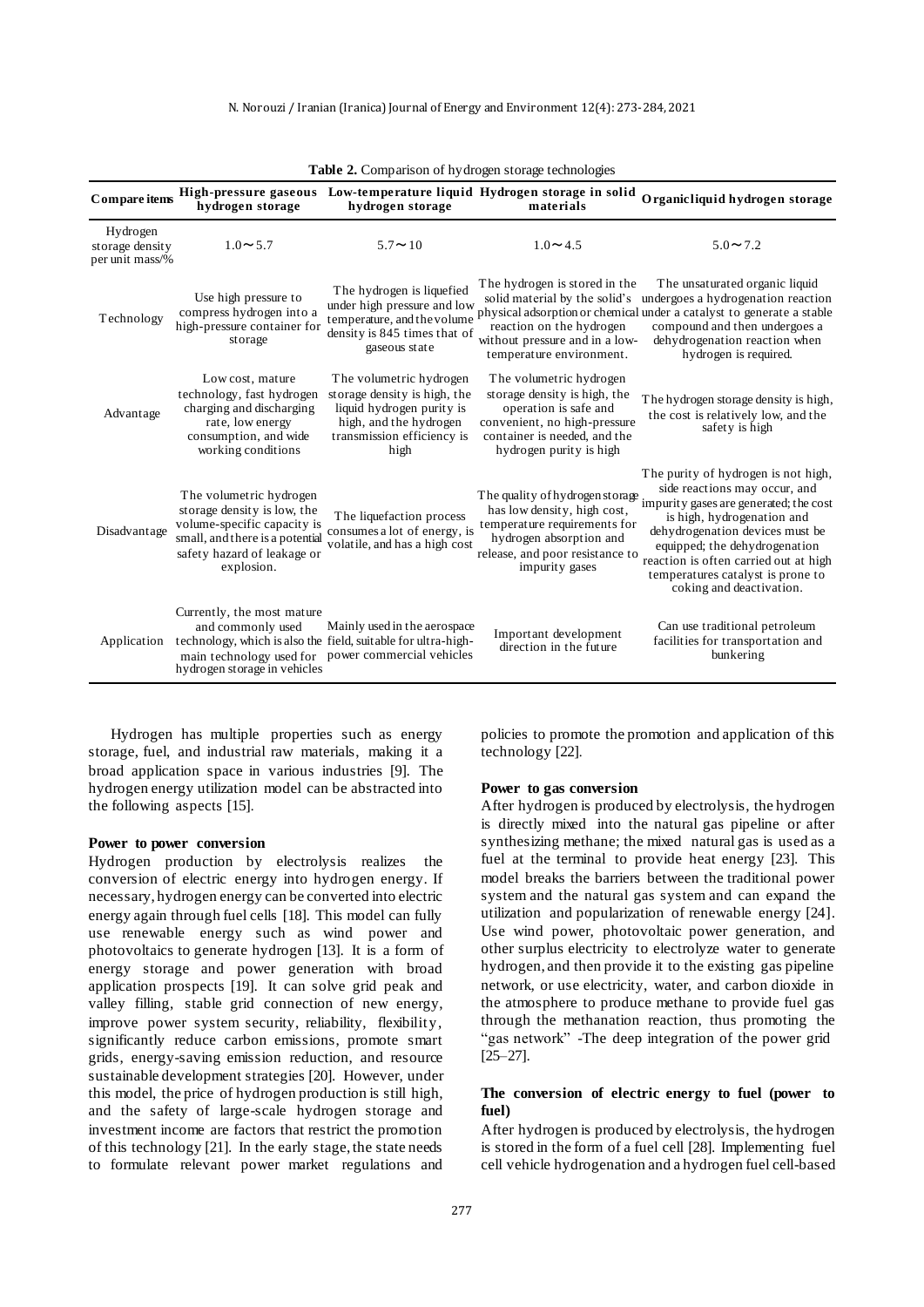**Table 2.** Comparison of hydrogen storage technologies

| Compare items | High-pressure gaseous hydrogen storage | Low-temperature liquid hydrogen storage | Hydrogen storage in solid materials | Organicliquid hydrogen storage |
|---|---|---|---|---|
| Hydrogen storage density per unit mass/% | 1.0～5.7 | 5.7～10 | 1.0～4.5 | 5.0～7.2 |
| Technology | Use high pressure to compress hydrogen into a high-pressure container for storage | The hydrogen is liquefied under high pressure and low temperature, and the volume density is 845 times that of gaseous state | The hydrogen is stored in the solid material by the solid's physical adsorption or chemical reaction on the hydrogen without pressure and in a low-temperature environment. | The unsaturated organic liquid undergoes a hydrogenation reaction under a catalyst to generate a stable compound and then undergoes a dehydrogenation reaction when hydrogen is required. |
| Advantage | Low cost, mature technology, fast hydrogen charging and discharging rate, low energy consumption, and wide working conditions | The volumetric hydrogen storage density is high, the liquid hydrogen purity is high, and the hydrogen transmission efficiency is high | The volumetric hydrogen storage density is high, the operation is safe and convenient, no high-pressure container is needed, and the hydrogen purity is high | The hydrogen storage density is high, the cost is relatively low, and the safety is high |
| Disadvantage | The volumetric hydrogen storage density is low, the volume-specific capacity is small, and there is a potential safety hazard of leakage or explosion. | The liquefaction process consumes a lot of energy, is volatile, and has a high cost | The quality of hydrogen storage has low density, high cost, temperature requirements for hydrogen absorption and release, and poor resistance to impurity gases | The purity of hydrogen is not high, side reactions may occur, and impurity gases are generated; the cost is high, hydrogenation and dehydrogenation devices must be equipped; the dehydrogenation reaction is often carried out at high temperatures catalyst is prone to coking and deactivation. |
| Application | Currently, the most mature and commonly used technology, which is also the main technology used for hydrogen storage in vehicles | Mainly used in the aerospace field, suitable for ultra-high-power commercial vehicles | Important development direction in the future | Can use traditional petroleum facilities for transportation and bunkering |

Hydrogen has multiple properties such as energy storage, fuel, and industrial raw materials, making it a broad application space in various industries [9]. The hydrogen energy utilization model can be abstracted into the following aspects [15].

**Power to power conversion**

Hydrogen production by electrolysis realizes the conversion of electric energy into hydrogen energy. If necessary, hydrogen energy can be converted into electric energy again through fuel cells [18]. This model can fully use renewable energy such as wind power and photovoltaics to generate hydrogen [13]. It is a form of energy storage and power generation with broad application prospects [19]. It can solve grid peak and valley filling, stable grid connection of new energy, improve power system security, reliability, flexibility, significantly reduce carbon emissions, promote smart grids, energy-saving emission reduction, and resource sustainable development strategies [20]. However, under this model, the price of hydrogen production is still high, and the safety of large-scale hydrogen storage and investment income are factors that restrict the promotion of this technology [21]. In the early stage, the state needs to formulate relevant power market regulations and policies to promote the promotion and application of this technology [22].

**Power to gas conversion**

After hydrogen is produced by electrolysis, the hydrogen is directly mixed into the natural gas pipeline or after synthesizing methane; the mixed natural gas is used as a fuel at the terminal to provide heat energy [23]. This model breaks the barriers between the traditional power system and the natural gas system and can expand the utilization and popularization of renewable energy [24]. Use wind power, photovoltaic power generation, and other surplus electricity to electrolyze water to generate hydrogen, and then provide it to the existing gas pipeline network, or use electricity, water, and carbon dioxide in the atmosphere to produce methane to provide fuel gas through the methanation reaction, thus promoting the "gas network" -The deep integration of the power grid [25–27].

**The conversion of electric energy to fuel (power to fuel)**

After hydrogen is produced by electrolysis, the hydrogen is stored in the form of a fuel cell [28]. Implementing fuel cell vehicle hydrogenation and a hydrogen fuel cell-based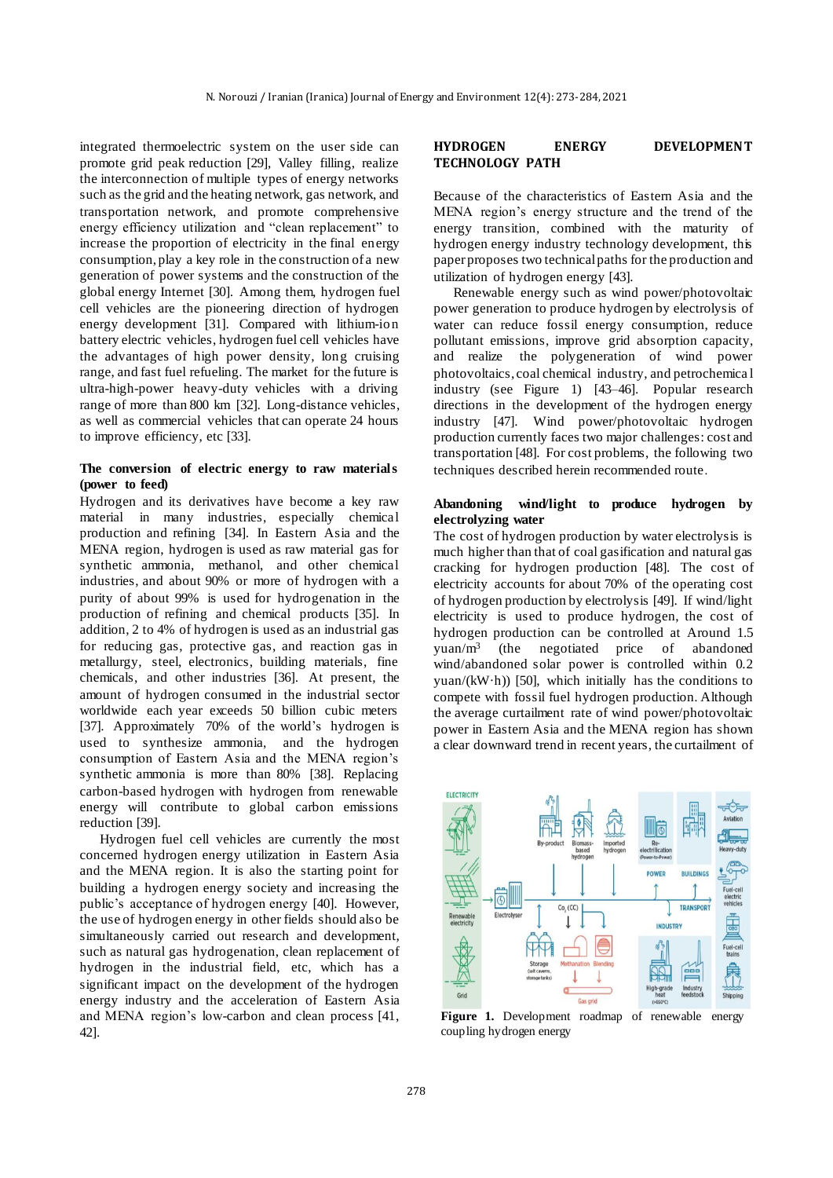integrated thermoelectric system on the user side can promote grid peak reduction [29], Valley filling, realize the interconnection of multiple types of energy networks such as the grid and the heating network, gas network, and transportation network, and promote comprehensive energy efficiency utilization and "clean replacement" to increase the proportion of electricity in the final energy consumption, play a key role in the construction of a new generation of power systems and the construction of the global energy Internet [30]. Among them, hydrogen fuel cell vehicles are the pioneering direction of hydrogen energy development [31]. Compared with lithium-ion battery electric vehicles, hydrogen fuel cell vehicles have the advantages of high power density, long cruising range, and fast fuel refueling. The market for the future is ultra-high-power heavy-duty vehicles with a driving range of more than 800 km [32]. Long-distance vehicles, as well as commercial vehicles that can operate 24 hours to improve efficiency, etc [33].

**The conversion of electric energy to raw materials (power to feed)**

Hydrogen and its derivatives have become a key raw material in many industries, especially chemical production and refining [34]. In Eastern Asia and the MENA region, hydrogen is used as raw material gas for synthetic ammonia, methanol, and other chemical industries, and about 90% or more of hydrogen with a purity of about 99% is used for hydrogenation in the production of refining and chemical products [35]. In addition, 2 to 4% of hydrogen is used as an industrial gas for reducing gas, protective gas, and reaction gas in metallurgy, steel, electronics, building materials, fine chemicals, and other industries [36]. At present, the amount of hydrogen consumed in the industrial sector worldwide each year exceeds 50 billion cubic meters [37]. Approximately 70% of the world's hydrogen is used to synthesize ammonia, and the hydrogen consumption of Eastern Asia and the MENA region's synthetic ammonia is more than 80% [38]. Replacing carbon-based hydrogen with hydrogen from renewable energy will contribute to global carbon emissions reduction [39].

Hydrogen fuel cell vehicles are currently the most concerned hydrogen energy utilization in Eastern Asia and the MENA region. It is also the starting point for building a hydrogen energy society and increasing the public's acceptance of hydrogen energy [40]. However, the use of hydrogen energy in other fields should also be simultaneously carried out research and development, such as natural gas hydrogenation, clean replacement of hydrogen in the industrial field, etc, which has a significant impact on the development of the hydrogen energy industry and the acceleration of Eastern Asia and MENA region's low-carbon and clean process [41, 42].

## HYDROGEN ENERGY DEVELOPMENT TECHNOLOGY PATH

Because of the characteristics of Eastern Asia and the MENA region's energy structure and the trend of the energy transition, combined with the maturity of hydrogen energy industry technology development, this paper proposes two technical paths for the production and utilization of hydrogen energy [43].

Renewable energy such as wind power/photovoltaic power generation to produce hydrogen by electrolysis of water can reduce fossil energy consumption, reduce pollutant emissions, improve grid absorption capacity, and realize the polygeneration of wind power photovoltaics, coal chemical industry, and petrochemical industry (see Figure 1) [43–46]. Popular research directions in the development of the hydrogen energy industry [47]. Wind power/photovoltaic hydrogen production currently faces two major challenges: cost and transportation [48]. For cost problems, the following two techniques described herein recommended route.

**Abandoning wind/light to produce hydrogen by electrolyzing water**

The cost of hydrogen production by water electrolysis is much higher than that of coal gasification and natural gas cracking for hydrogen production [48]. The cost of electricity accounts for about 70% of the operating cost of hydrogen production by electrolysis [49]. If wind/light electricity is used to produce hydrogen, the cost of hydrogen production can be controlled at Around 1.5 yuan/m$^3$ (the negotiated price of abandoned wind/abandoned solar power is controlled within 0.2 yuan/(kW·h)) [50], which initially has the conditions to compete with fossil fuel hydrogen production. Although the average curtailment rate of wind power/photovoltaic power in Eastern Asia and the MENA region has shown a clear downward trend in recent years, the curtailment of

**Figure 1.** Development roadmap of renewable energy coupling hydrogen energy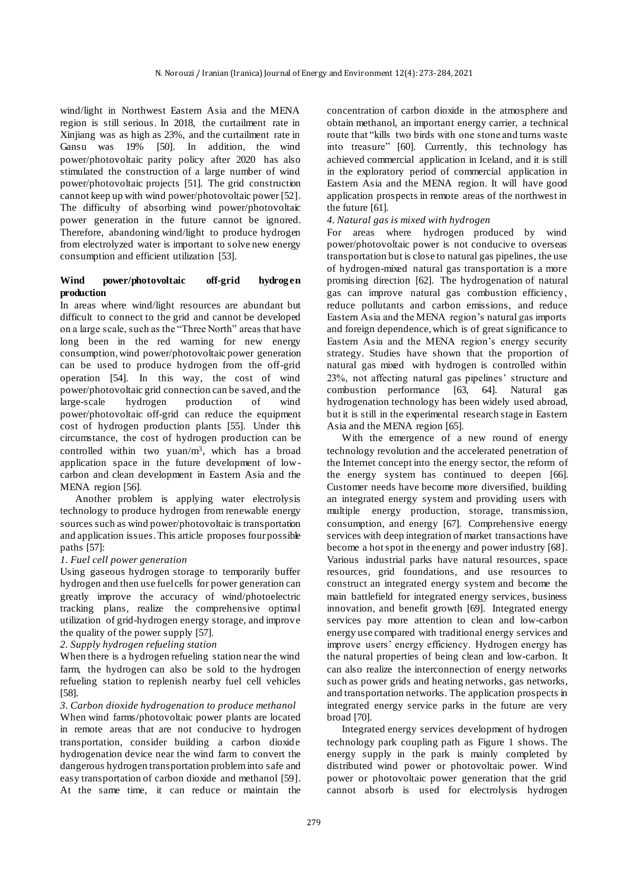wind/light in Northwest Eastern Asia and the MENA region is still serious. In 2018, the curtailment rate in Xinjiang was as high as 23%, and the curtailment rate in Gansu was 19% [50]. In addition, the wind power/photovoltaic parity policy after 2020 has also stimulated the construction of a large number of wind power/photovoltaic projects [51]. The grid construction cannot keep up with wind power/photovoltaic power [52]. The difficulty of absorbing wind power/photovoltaic power generation in the future cannot be ignored. Therefore, abandoning wind/light to produce hydrogen from electrolyzed water is important to solve new energy consumption and efficient utilization [53].

**Wind power/photovoltaic off-grid hydrogen production**

In areas where wind/light resources are abundant but difficult to connect to the grid and cannot be developed on a large scale, such as the "Three North" areas that have long been in the red warning for new energy consumption, wind power/photovoltaic power generation can be used to produce hydrogen from the off-grid operation [54]. In this way, the cost of wind power/photovoltaic grid connection can be saved, and the large-scale hydrogen production of wind power/photovoltaic off-grid can reduce the equipment cost of hydrogen production plants [55]. Under this circumstance, the cost of hydrogen production can be controlled within two yuan/m$^3$, which has a broad application space in the future development of low-carbon and clean development in Eastern Asia and the MENA region [56].

Another problem is applying water electrolysis technology to produce hydrogen from renewable energy sources such as wind power/photovoltaic is transportation and application issues. This article proposes four possible paths [57]:

*1. Fuel cell power generation*

Using gaseous hydrogen storage to temporarily buffer hydrogen and then use fuel cells for power generation can greatly improve the accuracy of wind/photoelectric tracking plans, realize the comprehensive optimal utilization of grid-hydrogen energy storage, and improve the quality of the power supply [57].

*2. Supply hydrogen refueling station*

When there is a hydrogen refueling station near the wind farm, the hydrogen can also be sold to the hydrogen refueling station to replenish nearby fuel cell vehicles [58].

*3. Carbon dioxide hydrogenation to produce methanol*

When wind farms/photovoltaic power plants are located in remote areas that are not conducive to hydrogen transportation, consider building a carbon dioxide hydrogenation device near the wind farm to convert the dangerous hydrogen transportation problem into safe and easy transportation of carbon dioxide and methanol [59]. At the same time, it can reduce or maintain the concentration of carbon dioxide in the atmosphere and obtain methanol, an important energy carrier, a technical route that "kills two birds with one stone and turns waste into treasure" [60]. Currently, this technology has achieved commercial application in Iceland, and it is still in the exploratory period of commercial application in Eastern Asia and the MENA region. It will have good application prospects in remote areas of the northwest in the future [61].

*4. Natural gas is mixed with hydrogen*

For areas where hydrogen produced by wind power/photovoltaic power is not conducive to overseas transportation but is close to natural gas pipelines, the use of hydrogen-mixed natural gas transportation is a more promising direction [62]. The hydrogenation of natural gas can improve natural gas combustion efficiency, reduce pollutants and carbon emissions, and reduce Eastern Asia and the MENA region's natural gas imports and foreign dependence, which is of great significance to Eastern Asia and the MENA region's energy security strategy. Studies have shown that the proportion of natural gas mixed with hydrogen is controlled within 23%, not affecting natural gas pipelines' structure and combustion performance [63, 64]. Natural gas hydrogenation technology has been widely used abroad, but it is still in the experimental research stage in Eastern Asia and the MENA region [65].

With the emergence of a new round of energy technology revolution and the accelerated penetration of the Internet concept into the energy sector, the reform of the energy system has continued to deepen [66]. Customer needs have become more diversified, building an integrated energy system and providing users with multiple energy production, storage, transmission, consumption, and energy [67]. Comprehensive energy services with deep integration of market transactions have become a hot spot in the energy and power industry [68]. Various industrial parks have natural resources, space resources, grid foundations, and use resources to construct an integrated energy system and become the main battlefield for integrated energy services, business innovation, and benefit growth [69]. Integrated energy services pay more attention to clean and low-carbon energy use compared with traditional energy services and improve users' energy efficiency. Hydrogen energy has the natural properties of being clean and low-carbon. It can also realize the interconnection of energy networks such as power grids and heating networks, gas networks, and transportation networks. The application prospects in integrated energy service parks in the future are very broad [70].

Integrated energy services development of hydrogen technology park coupling path as Figure 1 shows. The energy supply in the park is mainly completed by distributed wind power or photovoltaic power. Wind power or photovoltaic power generation that the grid cannot absorb is used for electrolysis hydrogen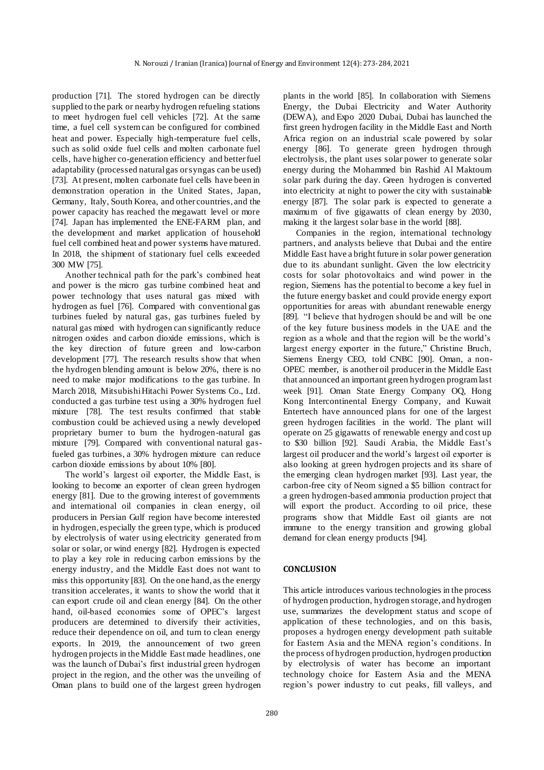production [71]. The stored hydrogen can be directly supplied to the park or nearby hydrogen refueling stations to meet hydrogen fuel cell vehicles [72]. At the same time, a fuel cell system can be configured for combined heat and power. Especially high-temperature fuel cells, such as solid oxide fuel cells and molten carbonate fuel cells, have higher co-generation efficiency and better fuel adaptability (processed natural gas or syngas can be used) [73]. At present, molten carbonate fuel cells have been in demonstration operation in the United States, Japan, Germany, Italy, South Korea, and other countries, and the power capacity has reached the megawatt level or more [74]. Japan has implemented the ENE-FARM plan, and the development and market application of household fuel cell combined heat and power systems have matured. In 2018, the shipment of stationary fuel cells exceeded 300 MW [75].

Another technical path for the park's combined heat and power is the micro gas turbine combined heat and power technology that uses natural gas mixed with hydrogen as fuel [76]. Compared with conventional gas turbines fueled by natural gas, gas turbines fueled by natural gas mixed with hydrogen can significantly reduce nitrogen oxides and carbon dioxide emissions, which is the key direction of future green and low-carbon development [77]. The research results show that when the hydrogen blending amount is below 20%, there is no need to make major modifications to the gas turbine. In March 2018, Mitsubishi Hitachi Power Systems Co., Ltd. conducted a gas turbine test using a 30% hydrogen fuel mixture [78]. The test results confirmed that stable combustion could be achieved using a newly developed proprietary burner to burn the hydrogen-natural gas mixture [79]. Compared with conventional natural gas-fueled gas turbines, a 30% hydrogen mixture can reduce carbon dioxide emissions by about 10% [80].

The world's largest oil exporter, the Middle East, is looking to become an exporter of clean green hydrogen energy [81]. Due to the growing interest of governments and international oil companies in clean energy, oil producers in Persian Gulf region have become interested in hydrogen, especially the green type, which is produced by electrolysis of water using electricity generated from solar or solar, or wind energy [82]. Hydrogen is expected to play a key role in reducing carbon emissions by the energy industry, and the Middle East does not want to miss this opportunity [83]. On the one hand, as the energy transition accelerates, it wants to show the world that it can export crude oil and clean energy [84]. On the other hand, oil-based economies some of OPEC's largest producers are determined to diversify their activities, reduce their dependence on oil, and turn to clean energy exports. In 2019, the announcement of two green hydrogen projects in the Middle East made headlines, one was the launch of Dubai's first industrial green hydrogen project in the region, and the other was the unveiling of Oman plans to build one of the largest green hydrogen plants in the world [85]. In collaboration with Siemens Energy, the Dubai Electricity and Water Authority (DEWA), and Expo 2020 Dubai, Dubai has launched the first green hydrogen facility in the Middle East and North Africa region on an industrial scale powered by solar energy [86]. To generate green hydrogen through electrolysis, the plant uses solar power to generate solar energy during the Mohammed bin Rashid Al Maktoum solar park during the day. Green hydrogen is converted into electricity at night to power the city with sustainable energy [87]. The solar park is expected to generate a maximum of five gigawatts of clean energy by 2030, making it the largest solar base in the world [88].

Companies in the region, international technology partners, and analysts believe that Dubai and the entire Middle East have a bright future in solar power generation due to its abundant sunlight. Given the low electricity costs for solar photovoltaics and wind power in the region, Siemens has the potential to become a key fuel in the future energy basket and could provide energy export opportunities for areas with abundant renewable energy [89]. "I believe that hydrogen should be and will be one of the key future business models in the UAE and the region as a whole and that the region will be the world's largest energy exporter in the future," Christine Bruch, Siemens Energy CEO, told CNBC [90]. Oman, a non-OPEC member, is another oil producer in the Middle East that announced an important green hydrogen program last week [91]. Oman State Energy Company OQ, Hong Kong Intercontinental Energy Company, and Kuwait Entertech have announced plans for one of the largest green hydrogen facilities in the world. The plant will operate on 25 gigawatts of renewable energy and cost up to $30 billion [92]. Saudi Arabia, the Middle East's largest oil producer and the world's largest oil exporter is also looking at green hydrogen projects and its share of the emerging clean hydrogen market [93]. Last year, the carbon-free city of Neom signed a $5 billion contract for a green hydrogen-based ammonia production project that will export the product. According to oil price, these programs show that Middle East oil giants are not immune to the energy transition and growing global demand for clean energy products [94].

## CONCLUSION

This article introduces various technologies in the process of hydrogen production, hydrogen storage, and hydrogen use, summarizes the development status and scope of application of these technologies, and on this basis, proposes a hydrogen energy development path suitable for Eastern Asia and the MENA region's conditions. In the process of hydrogen production, hydrogen production by electrolysis of water has become an important technology choice for Eastern Asia and the MENA region's power industry to cut peaks, fill valleys, and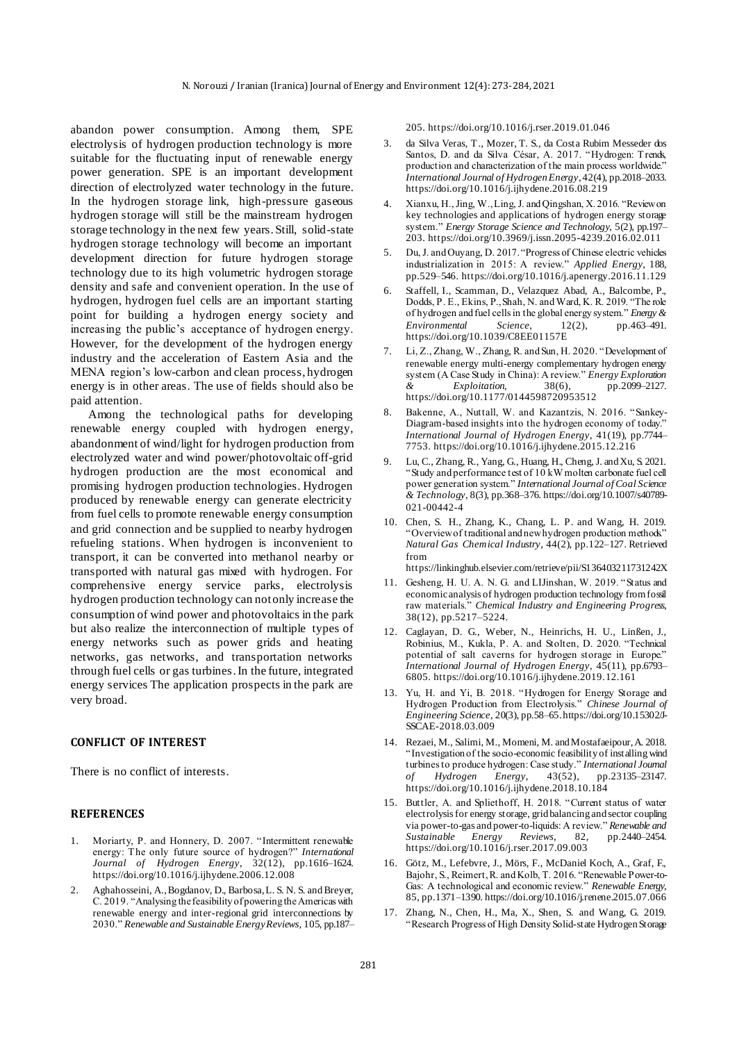abandon power consumption. Among them, SPE electrolysis of hydrogen production technology is more suitable for the fluctuating input of renewable energy power generation. SPE is an important development direction of electrolyzed water technology in the future. In the hydrogen storage link, high-pressure gaseous hydrogen storage will still be the mainstream hydrogen storage technology in the next few years. Still, solid-state hydrogen storage technology will become an important development direction for future hydrogen storage technology due to its high volumetric hydrogen storage density and safe and convenient operation. In the use of hydrogen, hydrogen fuel cells are an important starting point for building a hydrogen energy society and increasing the public's acceptance of hydrogen energy. However, for the development of the hydrogen energy industry and the acceleration of Eastern Asia and the MENA region's low-carbon and clean process, hydrogen energy is in other areas. The use of fields should also be paid attention.

Among the technological paths for developing renewable energy coupled with hydrogen energy, abandonment of wind/light for hydrogen production from electrolyzed water and wind power/photovoltaic off-grid hydrogen production are the most economical and promising hydrogen production technologies. Hydrogen produced by renewable energy can generate electricity from fuel cells to promote renewable energy consumption and grid connection and be supplied to nearby hydrogen refueling stations. When hydrogen is inconvenient to transport, it can be converted into methanol nearby or transported with natural gas mixed with hydrogen. For comprehensive energy service parks, electrolysis hydrogen production technology can not only increase the consumption of wind power and photovoltaics in the park but also realize the interconnection of multiple types of energy networks such as power grids and heating networks, gas networks, and transportation networks through fuel cells or gas turbines. In the future, integrated energy services The application prospects in the park are very broad.

## CONFLICT OF INTEREST

There is no conflict of interests.

## REFERENCES

1. Moriarty, P. and Honnery, D. 2007. "Intermittent renewable energy: The only future source of hydrogen?" *International Journal of Hydrogen Energy*, 32(12), pp.1616–1624. https://doi.org/10.1016/j.ijhydene.2006.12.008
2. Aghahosseini, A., Bogdanov, D., Barbosa, L. S. N. S. and Breyer, C. 2019. "Analysing the feasibility of powering the Americas with renewable energy and inter-regional grid interconnections by 2030." *Renewable and Sustainable Energy Reviews*, 105, pp.187–205. https://doi.org/10.1016/j.rser.2019.01.046
3. da Silva Veras, T., Mozer, T. S., da Costa Rubim Messeder dos Santos, D. and da Silva César, A. 2017. "Hydrogen: Trends, production and characterization of the main process worldwide." *International Journal of Hydrogen Energy*, 42(4), pp.2018–2033. https://doi.org/10.1016/j.ijhydene.2016.08.219
4. Xianxu, H., Jing, W., Ling, J. and Qingshan, X. 2016. "Review on key technologies and applications of hydrogen energy storage system." *Energy Storage Science and Technology*, 5(2), pp.197–203. https://doi.org/10.3969/j.issn.2095-4239.2016.02.011
5. Du, J. and Ouyang, D. 2017. "Progress of Chinese electric vehicles industrialization in 2015: A review." *Applied Energy*, 188, pp.529–546. https://doi.org/10.1016/j.apenergy.2016.11.129
6. Staffell, I., Scamman, D., Velazquez Abad, A., Balcombe, P., Dodds, P. E., Ekins, P., Shah, N. and Ward, K. R. 2019. "The role of hydrogen and fuel cells in the global energy system." *Energy & Environmental Science*, 12(2), pp.463–491. https://doi.org/10.1039/C8EE01157E
7. Li, Z., Zhang, W., Zhang, R. and Sun, H. 2020. "Development of renewable energy multi-energy complementary hydrogen energy system (A Case Study in China): A review." *Energy Exploration & Exploitation*, 38(6), pp.2099–2127. https://doi.org/10.1177/0144598720953512
8. Bakenne, A., Nuttall, W. and Kazantzis, N. 2016. "Sankey-Diagram-based insights into the hydrogen economy of today." *International Journal of Hydrogen Energy*, 41(19), pp.7744–7753. https://doi.org/10.1016/j.ijhydene.2015.12.216
9. Lu, C., Zhang, R., Yang, G., Huang, H., Cheng, J. and Xu, S. 2021. "Study and performance test of 10 kW molten carbonate fuel cell power generation system." *International Journal of Coal Science & Technology*, 8(3), pp.368–376. https://doi.org/10.1007/s40789-021-00442-4
10. Chen, S. H., Zhang, K., Chang, L. P. and Wang, H. 2019. "Overview of traditional and new hydrogen production methods." *Natural Gas Chemical Industry*, 44(2), pp.122–127. Retrieved from https://linkinghub.elsevier.com/retrieve/pii/S136403211731242X
11. Gesheng, H. U. A. N. G. and LIJinshan, W. 2019. "Status and economic analysis of hydrogen production technology from fossil raw materials." *Chemical Industry and Engineering Progress*, 38(12), pp.5217–5224.
12. Caglayan, D. G., Weber, N., Heinrichs, H. U., Linßen, J., Robinius, M., Kukla, P. A. and Stolten, D. 2020. "Technical potential of salt caverns for hydrogen storage in Europe." *International Journal of Hydrogen Energy*, 45(11), pp.6793–6805. https://doi.org/10.1016/j.ijhydene.2019.12.161
13. Yu, H. and Yi, B. 2018. "Hydrogen for Energy Storage and Hydrogen Production from Electrolysis." *Chinese Journal of Engineering Science*, 20(3), pp.58–65. https://doi.org/10.15302/J-SSCAE-2018.03.009
14. Rezaei, M., Salimi, M., Momeni, M. and Mostafaeipour, A. 2018. "Investigation of the socio-economic feasibility of installing wind turbines to produce hydrogen: Case study." *International Journal of Hydrogen Energy*, 43(52), pp.23135–23147. https://doi.org/10.1016/j.ijhydene.2018.10.184
15. Buttler, A. and Spliethoff, H. 2018. "Current status of water electrolysis for energy storage, grid balancing and sector coupling via power-to-gas and power-to-liquids: A review." *Renewable and Sustainable Energy Reviews*, 82, pp.2440–2454. https://doi.org/10.1016/j.rser.2017.09.003
16. Götz, M., Lefebvre, J., Mörs, F., McDaniel Koch, A., Graf, F., Bajohr, S., Reimert, R. and Kolb, T. 2016. "Renewable Power-to-Gas: A technological and economic review." *Renewable Energy*, 85, pp.1371–1390. https://doi.org/10.1016/j.renene.2015.07.066
17. Zhang, N., Chen, H., Ma, X., Shen, S. and Wang, G. 2019. "Research Progress of High Density Solid-state Hydrogen Storage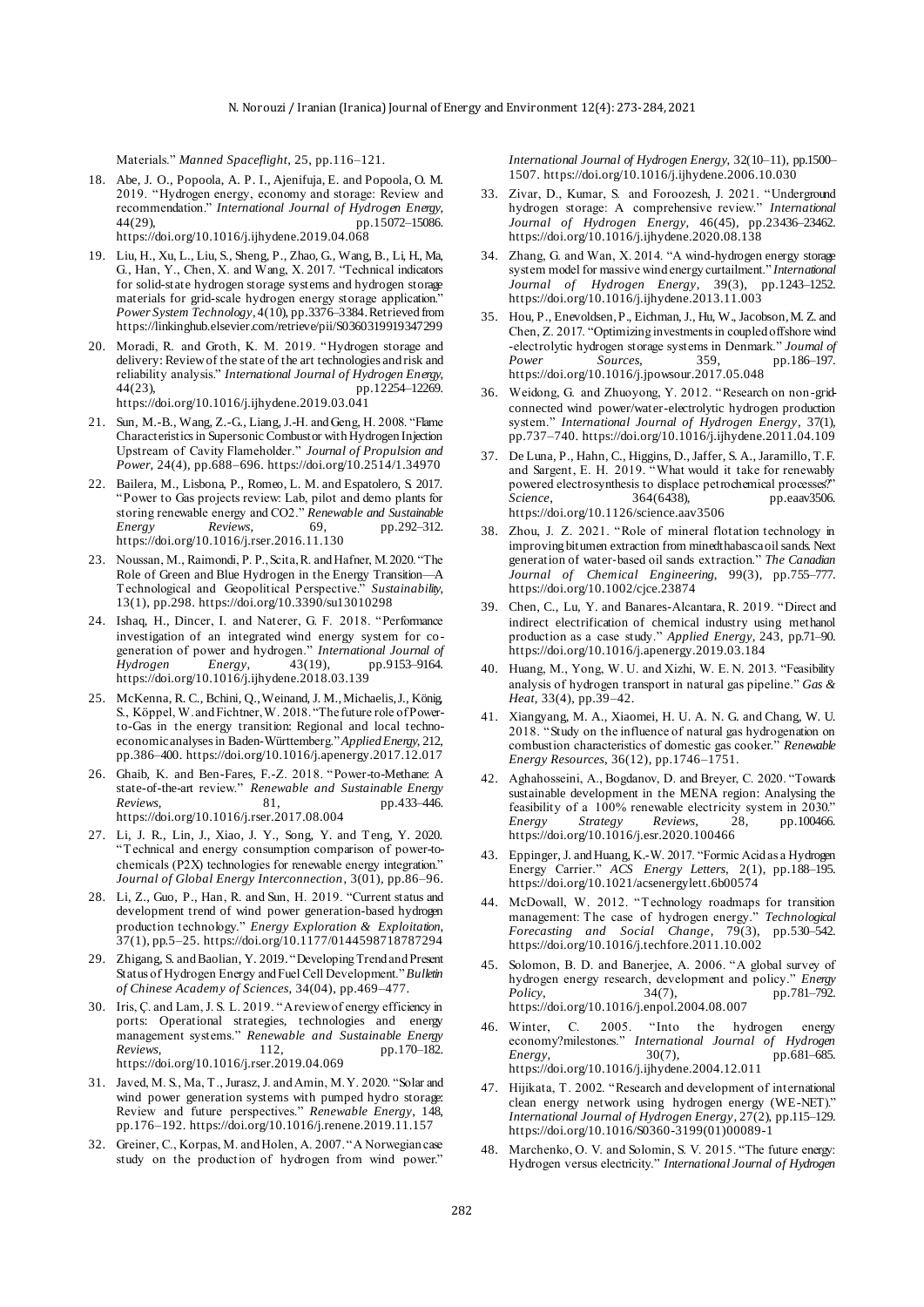Materials." *Manned Spaceflight*, 25, pp.116–121.

18. Abe, J. O., Popoola, A. P. I., Ajenifuja, E. and Popoola, O. M. 2019. "Hydrogen energy, economy and storage: Review and recommendation." *International Journal of Hydrogen Energy*, 44(29), pp.15072–15086. https://doi.org/10.1016/j.ijhydene.2019.04.068
19. Liu, H., Xu, L., Liu, S., Sheng, P., Zhao, G., Wang, B., Li, H., Ma, G., Han, Y., Chen, X. and Wang, X. 2017. "Technical indicators for solid-state hydrogen storage systems and hydrogen storage materials for grid-scale hydrogen energy storage application." *Power System Technology*, 4(10), pp.3376–3384. Retrieved from https://linkinghub.elsevier.com/retrieve/pii/S0360319919347299
20. Moradi, R. and Groth, K. M. 2019. "Hydrogen storage and delivery: Review of the state of the art technologies and risk and reliability analysis." *International Journal of Hydrogen Energy*, 44(23), pp.12254–12269. https://doi.org/10.1016/j.ijhydene.2019.03.041
21. Sun, M.-B., Wang, Z.-G., Liang, J.-H. and Geng, H. 2008. "Flame Characteristics in Supersonic Combustor with Hydrogen Injection Upstream of Cavity Flameholder." *Journal of Propulsion and Power*, 24(4), pp.688–696. https://doi.org/10.2514/1.34970
22. Bailera, M., Lisbona, P., Romeo, L. M. and Espatolero, S. 2017. "Power to Gas projects review: Lab, pilot and demo plants for storing renewable energy and CO2." *Renewable and Sustainable Energy Reviews*, 69, pp.292–312. https://doi.org/10.1016/j.rser.2016.11.130
23. Noussan, M., Raimondi, P. P., Scita, R. and Hafner, M. 2020. "The Role of Green and Blue Hydrogen in the Energy Transition—A Technological and Geopolitical Perspective." *Sustainability*, 13(1), pp.298. https://doi.org/10.3390/su13010298
24. Ishaq, H., Dincer, I. and Naterer, G. F. 2018. "Performance investigation of an integrated wind energy system for co-generation of power and hydrogen." *International Journal of Hydrogen Energy*, 43(19), pp.9153–9164. https://doi.org/10.1016/j.ijhydene.2018.03.139
25. McKenna, R. C., Bchini, Q., Weinand, J. M., Michaelis, J., König, S., Köppel, W. and Fichtner, W. 2018. "The future role of Power-to-Gas in the energy transition: Regional and local techno-economic analyses in Baden-Württemberg." *Applied Energy*, 212, pp.386–400. https://doi.org/10.1016/j.apenergy.2017.12.017
26. Ghaib, K. and Ben-Fares, F.-Z. 2018. "Power-to-Methane: A state-of-the-art review." *Renewable and Sustainable Energy Reviews*, 81, pp.433–446. https://doi.org/10.1016/j.rser.2017.08.004
27. Li, J. R., Lin, J., Xiao, J. Y., Song, Y. and Teng, Y. 2020. "Technical and energy consumption comparison of power-to-chemicals (P2X) technologies for renewable energy integration." *Journal of Global Energy Interconnection*, 3(01), pp.86–96.
28. Li, Z., Guo, P., Han, R. and Sun, H. 2019. "Current status and development trend of wind power generation-based hydrogen production technology." *Energy Exploration & Exploitation*, 37(1), pp.5–25. https://doi.org/10.1177/0144598718787294
29. Zhigang, S. and Baolian, Y. 2019. "Developing Trend and Present Status of Hydrogen Energy and Fuel Cell Development." *Bulletin of Chinese Academy of Sciences*, 34(04), pp.469–477.
30. Iris, Ç. and Lam, J. S. L. 2019. "A review of energy efficiency in ports: Operational strategies, technologies and energy management systems." *Renewable and Sustainable Energy Reviews*, 112, pp.170–182. https://doi.org/10.1016/j.rser.2019.04.069
31. Javed, M. S., Ma, T., Jurasz, J. and Amin, M. Y. 2020. "Solar and wind power generation systems with pumped hydro storage: Review and future perspectives." *Renewable Energy*, 148, pp.176–192. https://doi.org/10.1016/j.renene.2019.11.157
32. Greiner, C., Korpas, M. and Holen, A. 2007. "A Norwegian case study on the production of hydrogen from wind power." *International Journal of Hydrogen Energy*, 32(10–11), pp.1500–1507. https://doi.org/10.1016/j.ijhydene.2006.10.030
33. Zivar, D., Kumar, S. and Foroozesh, J. 2021. "Underground hydrogen storage: A comprehensive review." *International Journal of Hydrogen Energy*, 46(45), pp.23436–23462. https://doi.org/10.1016/j.ijhydene.2020.08.138
34. Zhang, G. and Wan, X. 2014. "A wind-hydrogen energy storage system model for massive wind energy curtailment." *International Journal of Hydrogen Energy*, 39(3), pp.1243–1252. https://doi.org/10.1016/j.ijhydene.2013.11.003
35. Hou, P., Enevoldsen, P., Eichman, J., Hu, W., Jacobson, M. Z. and Chen, Z. 2017. "Optimizing investments in coupled offshore wind -electrolytic hydrogen storage systems in Denmark." *Journal of Power Sources*, 359, pp.186–197. https://doi.org/10.1016/j.jpowsour.2017.05.048
36. Weidong, G. and Zhuoyong, Y. 2012. "Research on non-grid-connected wind power/water-electrolytic hydrogen production system." *International Journal of Hydrogen Energy*, 37(1), pp.737–740. https://doi.org/10.1016/j.ijhydene.2011.04.109
37. De Luna, P., Hahn, C., Higgins, D., Jaffer, S. A., Jaramillo, T. F. and Sargent, E. H. 2019. "What would it take for renewably powered electrosynthesis to displace petrochemical processes?" *Science*, 364(6438), pp.eaav3506. https://doi.org/10.1126/science.aav3506
38. Zhou, J. Z. 2021. "Role of mineral flotation technology in improving bitumen extraction from minedthabasca oil sands. Next generation of water-based oil sands extraction." *The Canadian Journal of Chemical Engineering*, 99(3), pp.755–777. https://doi.org/10.1002/cjce.23874
39. Chen, C., Lu, Y. and Banares-Alcantara, R. 2019. "Direct and indirect electrification of chemical industry using methanol production as a case study." *Applied Energy*, 243, pp.71–90. https://doi.org/10.1016/j.apenergy.2019.03.184
40. Huang, M., Yong, W. U. and Xizhi, W. E. N. 2013. "Feasibility analysis of hydrogen transport in natural gas pipeline." *Gas & Heat*, 33(4), pp.39–42.
41. Xiangyang, M. A., Xiaomei, H. U. A. N. G. and Chang, W. U. 2018. "Study on the influence of natural gas hydrogenation on combustion characteristics of domestic gas cooker." *Renewable Energy Resources*, 36(12), pp.1746–1751.
42. Aghahosseini, A., Bogdanov, D. and Breyer, C. 2020. "Towards sustainable development in the MENA region: Analysing the feasibility of a 100% renewable electricity system in 2030." *Energy Strategy Reviews*, 28, pp.100466. https://doi.org/10.1016/j.esr.2020.100466
43. Eppinger, J. and Huang, K.-W. 2017. "Formic Acid as a Hydrogen Energy Carrier." *ACS Energy Letters*, 2(1), pp.188–195. https://doi.org/10.1021/acsenergylett.6b00574
44. McDowall, W. 2012. "Technology roadmaps for transition management: The case of hydrogen energy." *Technological Forecasting and Social Change*, 79(3), pp.530–542. https://doi.org/10.1016/j.techfore.2011.10.002
45. Solomon, B. D. and Banerjee, A. 2006. "A global survey of hydrogen energy research, development and policy." *Energy Policy*, 34(7), pp.781–792. https://doi.org/10.1016/j.enpol.2004.08.007
46. Winter, C. 2005. "Into the hydrogen energy economy?milestones." *International Journal of Hydrogen Energy*, 30(7), pp.681–685. https://doi.org/10.1016/j.ijhydene.2004.12.011
47. Hijikata, T. 2002. "Research and development of international clean energy network using hydrogen energy (WE-NET)." *International Journal of Hydrogen Energy*, 27(2), pp.115–129. https://doi.org/10.1016/S0360-3199(01)00089-1
48. Marchenko, O. V. and Solomin, S. V. 2015. "The future energy: Hydrogen versus electricity." *International Journal of Hydrogen*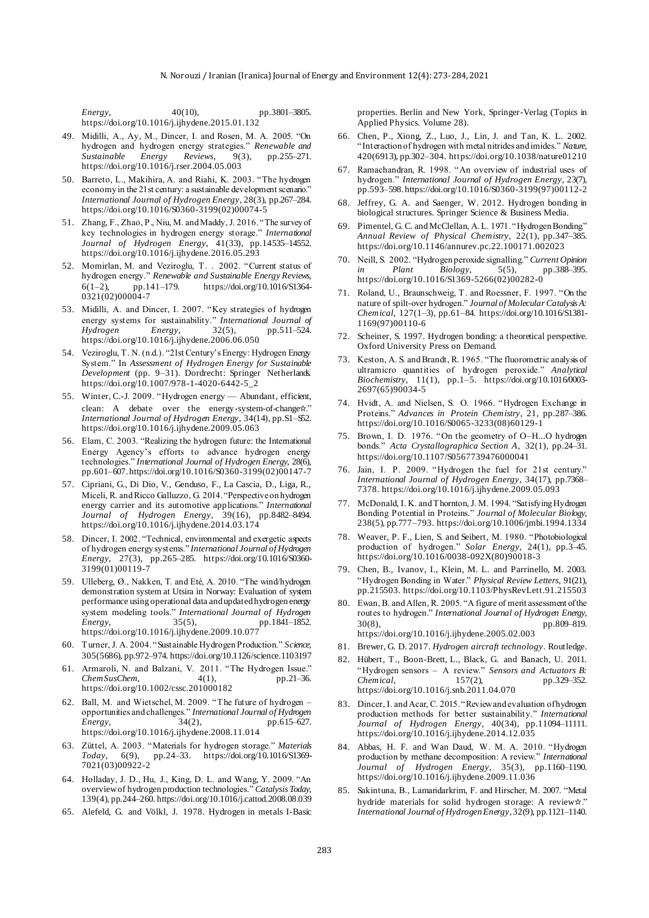*Energy*, 40(10), pp.3801–3805. https://doi.org/10.1016/j.ijhydene.2015.01.132

49. Midilli, A., Ay, M., Dincer, I. and Rosen, M. A. 2005. "On hydrogen and hydrogen energy strategies." *Renewable and Sustainable Energy Reviews*, 9(3), pp.255–271. https://doi.org/10.1016/j.rser.2004.05.003
50. Barreto, L., Makihira, A. and Riahi, K. 2003. "The hydrogen economy in the 21st century: a sustainable development scenario." *International Journal of Hydrogen Energy*, 28(3), pp.267–284. https://doi.org/10.1016/S0360-3199(02)00074-5
51. Zhang, F., Zhao, P., Niu, M. and Maddy, J. 2016. "The survey of key technologies in hydrogen energy storage." *International Journal of Hydrogen Energy*, 41(33), pp.14535–14552. https://doi.org/10.1016/j.ijhydene.2016.05.293
52. Momirlan, M. and Veziroglu, T. . 2002. "Current status of hydrogen energy." *Renewable and Sustainable Energy Reviews*, 6(1–2), pp.141–179. https://doi.org/10.1016/S1364-0321(02)00004-7
53. Midilli, A. and Dincer, I. 2007. "Key strategies of hydrogen energy systems for sustainability." *International Journal of Hydrogen Energy*, 32(5), pp.511–524. https://doi.org/10.1016/j.ijhydene.2006.06.050
54. Veziroglu, T. N. (n.d.). "21st Century's Energy: Hydrogen Energy System." In *Assessment of Hydrogen Energy for Sustainable Development* (pp. 9–31). Dordrecht: Springer Netherlands. https://doi.org/10.1007/978-1-4020-6442-5_2
55. Winter, C.-J. 2009. "Hydrogen energy — Abundant, efficient, clean: A debate over the energy-system-of-change☆." *International Journal of Hydrogen Energy*, 34(14), pp.S1–S52. https://doi.org/10.1016/j.ijhydene.2009.05.063
56. Elam, C. 2003. "Realizing the hydrogen future: the International Energy Agency's efforts to advance hydrogen energy technologies." *International Journal of Hydrogen Energy*, 28(6), pp.601–607. https://doi.org/10.1016/S0360-3199(02)00147-7
57. Cipriani, G., Di Dio, V., Genduso, F., La Cascia, D., Liga, R., Miceli, R. and Ricco Galluzzo, G. 2014. "Perspective on hydrogen energy carrier and its automotive applications." *International Journal of Hydrogen Energy*, 39(16), pp.8482–8494. https://doi.org/10.1016/j.ijhydene.2014.03.174
58. Dincer, I. 2002. "Technical, environmental and exergetic aspects of hydrogen energy systems." *International Journal of Hydrogen Energy*, 27(3), pp.265–285. https://doi.org/10.1016/S0360-3199(01)00119-7
59. Ulleberg, Ø., Nakken, T. and Eté, A. 2010. "The wind/hydrogen demonstration system at Utsira in Norway: Evaluation of system performance using operational data and updated hydrogen energy system modeling tools." *International Journal of Hydrogen Energy*, 35(5), pp.1841–1852. https://doi.org/10.1016/j.ijhydene.2009.10.077
60. Turner, J. A. 2004. "Sustainable Hydrogen Production." *Science*, 305(5686), pp.972–974. https://doi.org/10.1126/science.1103197
61. Armaroli, N. and Balzani, V. 2011. "The Hydrogen Issue." *ChemSusChem*, 4(1), pp.21–36. https://doi.org/10.1002/cssc.201000182
62. Ball, M. and Wietschel, M. 2009. "The future of hydrogen – opportunities and challenges." *International Journal of Hydrogen Energy*, 34(2), pp.615–627. https://doi.org/10.1016/j.ijhydene.2008.11.014
63. Züttel, A. 2003. "Materials for hydrogen storage." *Materials Today*, 6(9), pp.24–33. https://doi.org/10.1016/S1369-7021(03)00922-2
64. Holladay, J. D., Hu, J., King, D. L. and Wang, Y. 2009. "An overview of hydrogen production technologies." *Catalysis Today*, 139(4), pp.244–260. https://doi.org/10.1016/j.cattod.2008.08.039
65. Alefeld, G. and Völkl, J. 1978. Hydrogen in metals I-Basic properties. Berlin and New York, Springer-Verlag (Topics in Applied Physics. Volume 28).
66. Chen, P., Xiong, Z., Luo, J., Lin, J. and Tan, K. L. 2002. "Interaction of hydrogen with metal nitrides and imides." *Nature*, 420(6913), pp.302–304. https://doi.org/10.1038/nature01210
67. Ramachandran, R. 1998. "An overview of industrial uses of hydrogen." *International Journal of Hydrogen Energy*, 23(7), pp.593–598. https://doi.org/10.1016/S0360-3199(97)00112-2
68. Jeffrey, G. A. and Saenger, W. 2012. Hydrogen bonding in biological structures. Springer Science & Business Media.
69. Pimentel, G. C. and McClellan, A. L. 1971. "Hydrogen Bonding." *Annual Review of Physical Chemistry*, 22(1), pp.347–385. https://doi.org/10.1146/annurev.pc.22.100171.002023
70. Neill, S. 2002. "Hydrogen peroxide signalling." *Current Opinion in Plant Biology*, 5(5), pp.388–395. https://doi.org/10.1016/S1369-5266(02)00282-0
71. Roland, U., Braunschweig, T. and Roessner, F. 1997. "On the nature of spilt-over hydrogen." *Journal of Molecular Catalysis A: Chemical*, 127(1–3), pp.61–84. https://doi.org/10.1016/S1381-1169(97)00110-6
72. Scheiner, S. 1997. Hydrogen bonding: a theoretical perspective. Oxford University Press on Demand.
73. Keston, A. S. and Brandt, R. 1965. "The fluorometric analysis of ultramicro quantities of hydrogen peroxide." *Analytical Biochemistry*, 11(1), pp.1–5. https://doi.org/10.1016/0003-2697(65)90034-5
74. Hvidt, A. and Nielsen, S. O. 1966. "Hydrogen Exchange in Proteins." *Advances in Protein Chemistry*, 21, pp.287–386. https://doi.org/10.1016/S0065-3233(08)60129-1
75. Brown, I. D. 1976. "On the geometry of O–H...O hydrogen bonds." *Acta Crystallographica Section A*, 32(1), pp.24–31. https://doi.org/10.1107/S0567739476000041
76. Jain, I. P. 2009. "Hydrogen the fuel for 21st century." *International Journal of Hydrogen Energy*, 34(17), pp.7368–7378. https://doi.org/10.1016/j.ijhydene.2009.05.093
77. McDonald, I. K. and Thornton, J. M. 1994. "Satisfying Hydrogen Bonding Potential in Proteins." *Journal of Molecular Biology*, 238(5), pp.777–793. https://doi.org/10.1006/jmbi.1994.1334
78. Weaver, P. F., Lien, S. and Seibert, M. 1980. "Photobiological production of hydrogen." *Solar Energy*, 24(1), pp.3–45. https://doi.org/10.1016/0038-092X(80)90018-3
79. Chen, B., Ivanov, I., Klein, M. L. and Parrinello, M. 2003. "Hydrogen Bonding in Water." *Physical Review Letters*, 91(21), pp.215503. https://doi.org/10.1103/PhysRevLett.91.215503
80. Ewan, B. and Allen, R. 2005. "A figure of merit assessment of the routes to hydrogen." *International Journal of Hydrogen Energy*, 30(8), pp.809–819. https://doi.org/10.1016/j.ijhydene.2005.02.003
81. Brewer, G. D. 2017. *Hydrogen aircraft technology*. Routledge.
82. Hübert, T., Boon-Brett, L., Black, G. and Banach, U. 2011. "Hydrogen sensors – A review." *Sensors and Actuators B: Chemical*, 157(2), pp.329–352. https://doi.org/10.1016/j.snb.2011.04.070
83. Dincer, I. and Acar, C. 2015. "Review and evaluation of hydrogen production methods for better sustainability." *International Journal of Hydrogen Energy*, 40(34), pp.11094–11111. https://doi.org/10.1016/j.ijhydene.2014.12.035
84. Abbas, H. F. and Wan Daud, W. M. A. 2010. "Hydrogen production by methane decomposition: A review." *International Journal of Hydrogen Energy*, 35(3), pp.1160–1190. https://doi.org/10.1016/j.ijhydene.2009.11.036
85. Sakintuna, B., Lamaridarkrim, F. and Hirscher, M. 2007. "Metal hydride materials for solid hydrogen storage: A review☆." *International Journal of Hydrogen Energy*, 32(9), pp.1121–1140.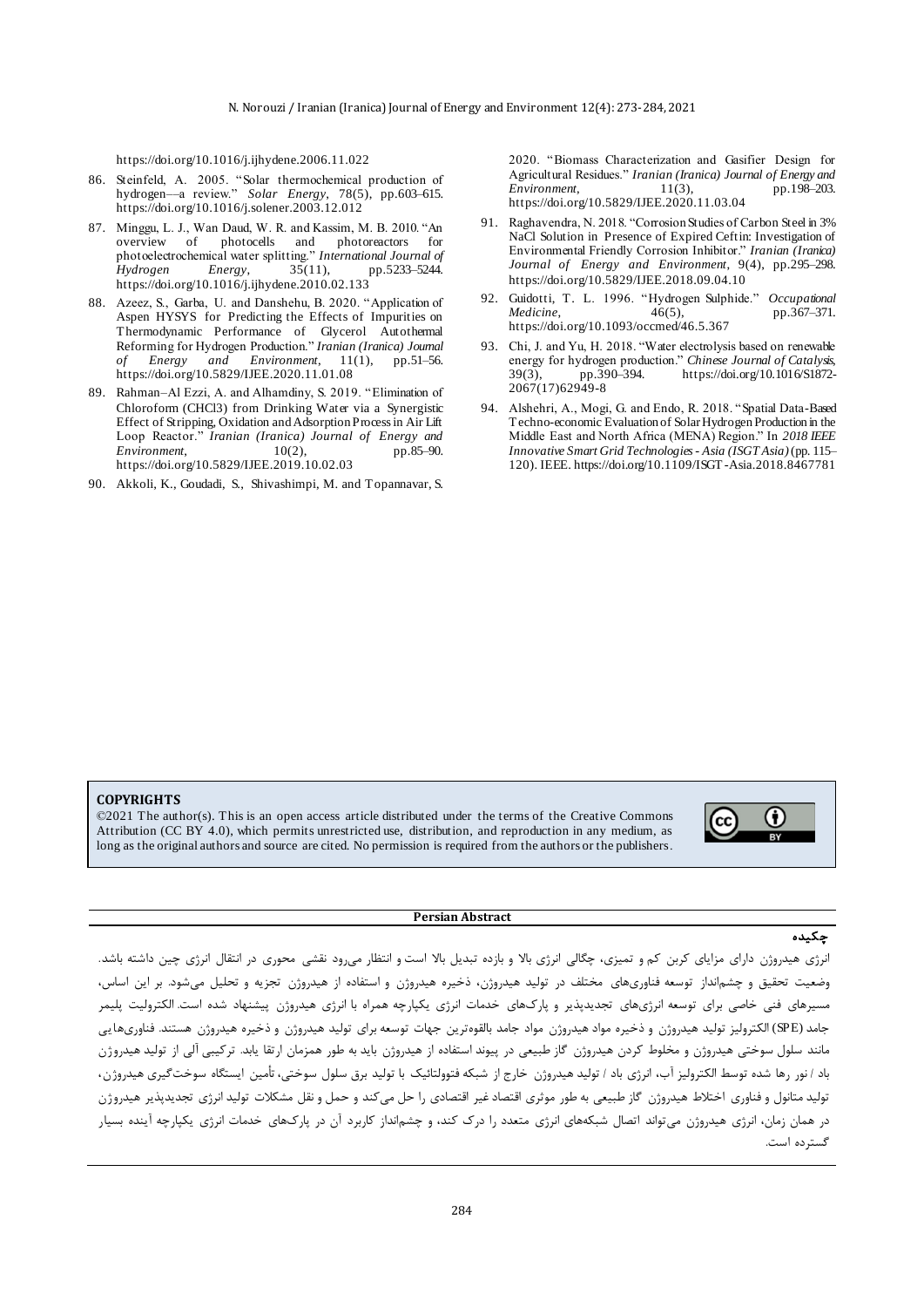https://doi.org/10.1016/j.ijhydene.2006.11.022

86. Steinfeld, A. 2005. "Solar thermochemical production of hydrogen—a review." *Solar Energy*, 78(5), pp.603–615. https://doi.org/10.1016/j.solener.2003.12.012
87. Minggu, L. J., Wan Daud, W. R. and Kassim, M. B. 2010. "An overview of photocells and photoreactors for photoelectrochemical water splitting." *International Journal of Hydrogen Energy*, 35(11), pp.5233–5244. https://doi.org/10.1016/j.ijhydene.2010.02.133
88. Azeez, S., Garba, U. and Danshehu, B. 2020. "Application of Aspen HYSYS for Predicting the Effects of Impurities on Thermodynamic Performance of Glycerol Autothermal Reforming for Hydrogen Production." *Iranian (Iranica) Journal of Energy and Environment*, 11(1), pp.51–56. https://doi.org/10.5829/IJEE.2020.11.01.08
89. Rahman–Al Ezzi, A. and Alhamdiny, S. 2019. "Elimination of Chloroform (CHCl3) from Drinking Water via a Synergistic Effect of Stripping, Oxidation and Adsorption Process in Air Lift Loop Reactor." *Iranian (Iranica) Journal of Energy and Environment*, 10(2), pp.85–90. https://doi.org/10.5829/IJEE.2019.10.02.03
90. Akkoli, K., Goudadi, S., Shivashimpi, M. and Topannavar, S. 2020. "Biomass Characterization and Gasifier Design for Agricultural Residues." *Iranian (Iranica) Journal of Energy and Environment*, 11(3), pp.198–203. https://doi.org/10.5829/IJEE.2020.11.03.04
91. Raghavendra, N. 2018. "Corrosion Studies of Carbon Steel in 3% NaCl Solution in Presence of Expired Ceftin: Investigation of Environmental Friendly Corrosion Inhibitor." *Iranian (Iranica) Journal of Energy and Environment*, 9(4), pp.295–298. https://doi.org/10.5829/IJEE.2018.09.04.10
92. Guidotti, T. L. 1996. "Hydrogen Sulphide." *Occupational Medicine*, 46(5), pp.367–371. https://doi.org/10.1093/occmed/46.5.367
93. Chi, J. and Yu, H. 2018. "Water electrolysis based on renewable energy for hydrogen production." *Chinese Journal of Catalysis*, 39(3), pp.390–394. https://doi.org/10.1016/S1872-2067(17)62949-8
94. Alshehri, A., Mogi, G. and Endo, R. 2018. "Spatial Data-Based Techno-economic Evaluation of Solar Hydrogen Production in the Middle East and North Africa (MENA) Region." In *2018 IEEE Innovative Smart Grid Technologies - Asia (ISGT Asia)* (pp. 115–120). IEEE. https://doi.org/10.1109/ISGT-Asia.2018.8467781

**COPYRIGHTS**

©2021 The author(s). This is an open access article distributed under the terms of the Creative Commons Attribution (CC BY 4.0), which permits unrestricted use, distribution, and reproduction in any medium, as long as the original authors and source are cited. No permission is required from the authors or the publishers.

## Persian Abstract

**چکیده**

انرژی هیدروژن دارای مزایای کربن کم و تمیزی، چگالی انرژی بالا و بازده تبدیل بالا است و انتظار می‌رود نقشی محوری در انتقال انرژی چین داشته باشد. وضعیت تحقیق و چشم‌انداز توسعه فناوری‌های مختلف در تولید هیدروژن، ذخیره هیدروژن و استفاده از هیدروژن تجزیه و تحلیل می‌شود. بر این اساس، مسیرهای فنی خاصی برای توسعه انرژی‌های تجدیدپذیر و پارک‌های خدمات انرژی یکپارچه همراه با انرژی هیدروژن پیشنهاد شده است. الکترولیت پلیمر جامد (SPE) الکترولیز تولید هیدروژن و ذخیره مواد هیدروژن مواد جامد بالقوه‌ترین جهات توسعه برای تولید هیدروژن و ذخیره هیدروژن هستند. فناوری‌هایی مانند سلول سوختی هیدروژن و مخلوط کردن هیدروژن گاز طبیعی در پیوند استفاده از هیدروژن باید به طور همزمان ارتقا یابد. ترکیبی آلی از تولید هیدروژن باد / نور رها شده توسط الکترولیز آب، انرژی باد / تولید هیدروژن خارج از شبکه فتوولتائیک با تولید برق سلول سوختی، تأمین ایستگاه سوخت‌گیری هیدروژن، تولید متانول و فناوری اختلاط هیدروژن گاز طبیعی به طور موثری اقتصاد غیر اقتصادی را حل می‌کند و حمل و نقل مشکلات تولید انرژی تجدیدپذیر هیدروژن در همان زمان، انرژی هیدروژن می‌تواند اتصال شبکه‌های انرژی متعدد را درک کند، و چشم‌انداز کاربرد آن در پارک‌های خدمات انرژی یکپارچه آینده بسیار گسترده است.